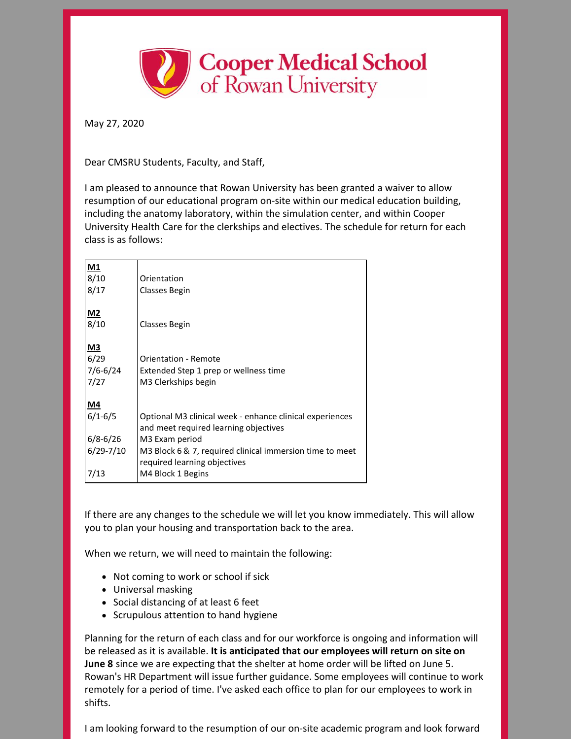Cooper Medical School of Rowan University

May 27, 2020

Dear CMSRU Students, Faculty, and Staff,

I am pleased to announce that Rowan University has been granted a waiver to allow resumption of our educational program on-site within our medical education building, including the anatomy laboratory, within the simulation center, and within Cooper University Health Care for the clerkships and electives. The schedule for return for each class is as follows:

| | |
|---|---|
| **M1** | |
| 8/10 | Orientation |
| 8/17 | Classes Begin |
| **M2** | |
| 8/10 | Classes Begin |
| **M3** | |
| 6/29 | Orientation - Remote |
| 7/6-6/24 | Extended Step 1 prep or wellness time |
| 7/27 | M3 Clerkships begin |
| **M4** | |
| 6/1-6/5 | Optional M3 clinical week - enhance clinical experiences and meet required learning objectives |
| 6/8-6/26 | M3 Exam period |
| 6/29-7/10 | M3 Block 6 & 7, required clinical immersion time to meet required learning objectives |
| 7/13 | M4 Block 1 Begins |

If there are any changes to the schedule we will let you know immediately. This will allow you to plan your housing and transportation back to the area.

When we return, we will need to maintain the following:

- Not coming to work or school if sick
- Universal masking
- Social distancing of at least 6 feet
- Scrupulous attention to hand hygiene

Planning for the return of each class and for our workforce is ongoing and information will be released as it is available. **It is anticipated that our employees will return on site on June 8** since we are expecting that the shelter at home order will be lifted on June 5. Rowan's HR Department will issue further guidance. Some employees will continue to work remotely for a period of time. I've asked each office to plan for our employees to work in shifts.

I am looking forward to the resumption of our on-site academic program and look forward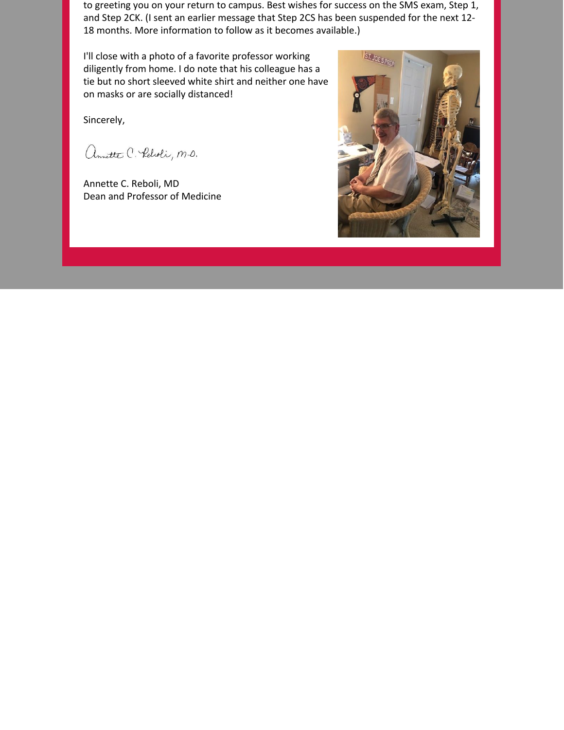to greeting you on your return to campus. Best wishes for success on the SMS exam, Step 1, and Step 2CK. (I sent an earlier message that Step 2CS has been suspended for the next 12-18 months. More information to follow as it becomes available.)

I'll close with a photo of a favorite professor working diligently from home. I do note that his colleague has a tie but no short sleeved white shirt and neither one have on masks or are socially distanced!

Sincerely,

Annette C. Reboli, M.D.

Annette C. Reboli, MD
Dean and Professor of Medicine